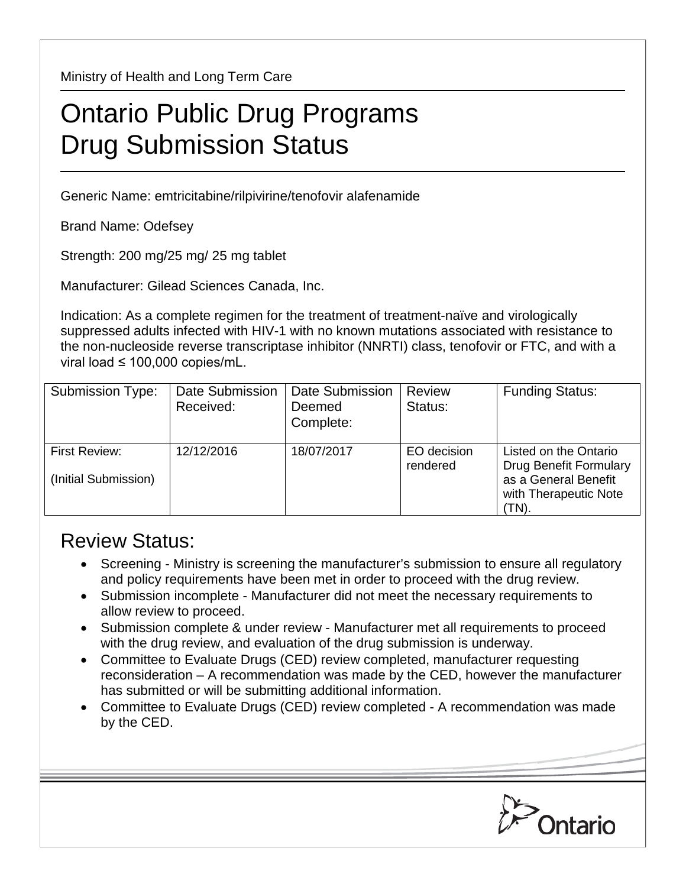Ministry of Health and Long Term Care

# Ontario Public Drug Programs
# Drug Submission Status

Generic Name: emtricitabine/rilpivirine/tenofovir alafenamide

Brand Name: Odefsey

Strength: 200 mg/25 mg/ 25 mg tablet

Manufacturer: Gilead Sciences Canada, Inc.

Indication: As a complete regimen for the treatment of treatment-naïve and virologically suppressed adults infected with HIV-1 with no known mutations associated with resistance to the non-nucleoside reverse transcriptase inhibitor (NNRTI) class, tenofovir or FTC, and with a viral load ≤ 100,000 copies/mL.

| Submission Type: | Date Submission Received: | Date Submission Deemed Complete: | Review Status: | Funding Status: |
|---|---|---|---|---|
| First Review: (Initial Submission) | 12/12/2016 | 18/07/2017 | EO decision rendered | Listed on the Ontario Drug Benefit Formulary as a General Benefit with Therapeutic Note (TN). |

## Review Status:

- Screening - Ministry is screening the manufacturer's submission to ensure all regulatory and policy requirements have been met in order to proceed with the drug review.
- Submission incomplete - Manufacturer did not meet the necessary requirements to allow review to proceed.
- Submission complete & under review - Manufacturer met all requirements to proceed with the drug review, and evaluation of the drug submission is underway.
- Committee to Evaluate Drugs (CED) review completed, manufacturer requesting reconsideration – A recommendation was made by the CED, however the manufacturer has submitted or will be submitting additional information.
- Committee to Evaluate Drugs (CED) review completed - A recommendation was made by the CED.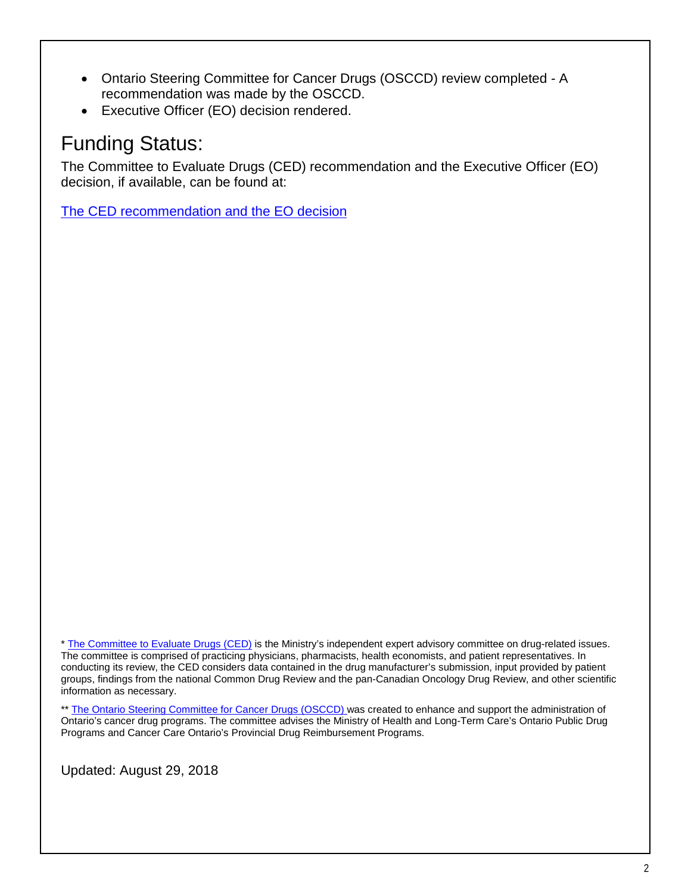- Ontario Steering Committee for Cancer Drugs (OSCCD) review completed - A recommendation was made by the OSCCD.
- Executive Officer (EO) decision rendered.

## Funding Status:

The Committee to Evaluate Drugs (CED) recommendation and the Executive Officer (EO) decision, if available, can be found at:

The CED recommendation and the EO decision

* The Committee to Evaluate Drugs (CED) is the Ministry's independent expert advisory committee on drug-related issues. The committee is comprised of practicing physicians, pharmacists, health economists, and patient representatives. In conducting its review, the CED considers data contained in the drug manufacturer's submission, input provided by patient groups, findings from the national Common Drug Review and the pan-Canadian Oncology Drug Review, and other scientific information as necessary.

** The Ontario Steering Committee for Cancer Drugs (OSCCD) was created to enhance and support the administration of Ontario's cancer drug programs. The committee advises the Ministry of Health and Long-Term Care's Ontario Public Drug Programs and Cancer Care Ontario's Provincial Drug Reimbursement Programs.

Updated: August 29, 2018